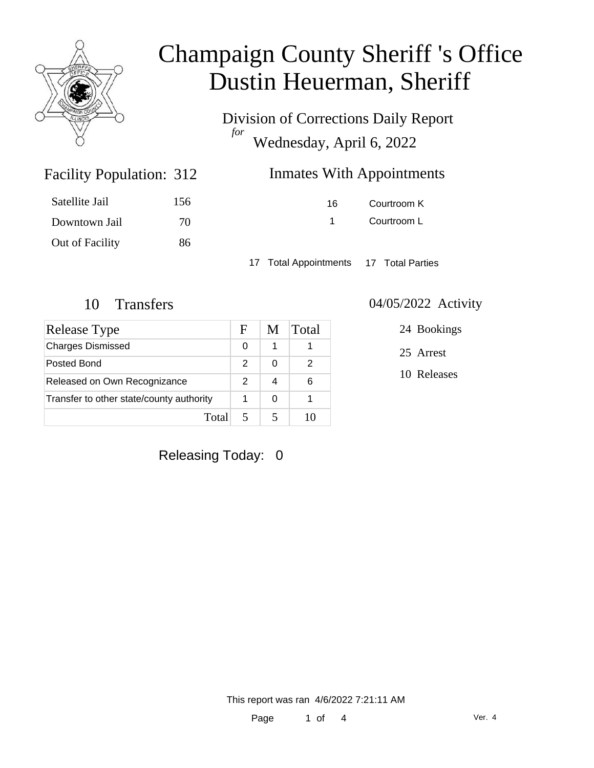# Champaign County Sheriff 's Office
# Dustin Heuerman, Sheriff

Division of Corrections Daily Report
*for*
Wednesday, April 6, 2022

## Facility Population: 312

| | |
|---|---|
| Satellite Jail | 156 |
| Downtown Jail | 70 |
| Out of Facility | 86 |

## Inmates With Appointments

| | |
|---|---|
| 16 | Courtroom K |
| 1 | Courtroom L |

17 Total Appointments 17 Total Parties

## 10 Transfers

| Release Type | F | M | Total |
|---|---|---|---|
| Charges Dismissed | 0 | 1 | 1 |
| Posted Bond | 2 | 0 | 2 |
| Released on Own Recognizance | 2 | 4 | 6 |
| Transfer to other state/county authority | 1 | 0 | 1 |
| Total | 5 | 5 | 10 |

## 04/05/2022 Activity

24 Bookings

25 Arrest

10 Releases

Releasing Today: 0

This report was ran 4/6/2022 7:21:11 AM

Ver. 4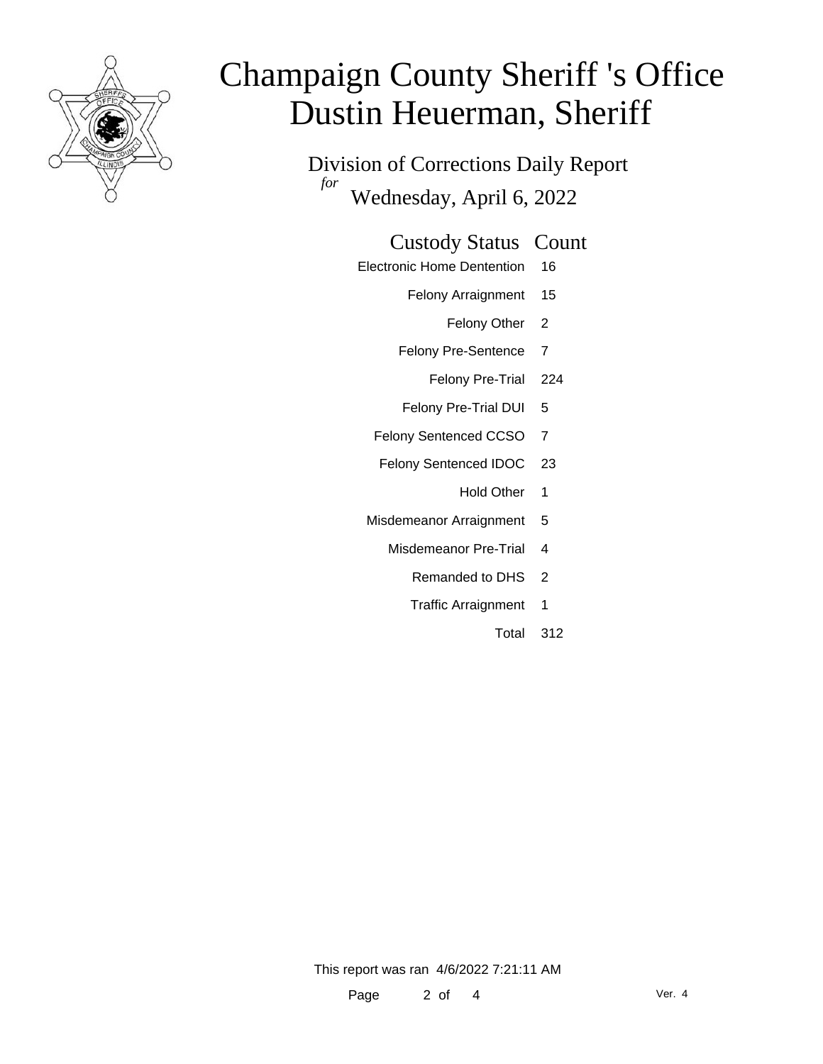# Champaign County Sheriff 's Office
# Dustin Heuerman, Sheriff

## Division of Corrections Daily Report

*for* Wednesday, April 6, 2022

| Custody Status | Count |
|---|---|
| Electronic Home Dentention | 16 |
| Felony Arraignment | 15 |
| Felony Other | 2 |
| Felony Pre-Sentence | 7 |
| Felony Pre-Trial | 224 |
| Felony Pre-Trial DUI | 5 |
| Felony Sentenced CCSO | 7 |
| Felony Sentenced IDOC | 23 |
| Hold Other | 1 |
| Misdemeanor Arraignment | 5 |
| Misdemeanor Pre-Trial | 4 |
| Remanded to DHS | 2 |
| Traffic Arraignment | 1 |
| Total | 312 |

This report was ran 4/6/2022 7:21:11 AM

Ver. 4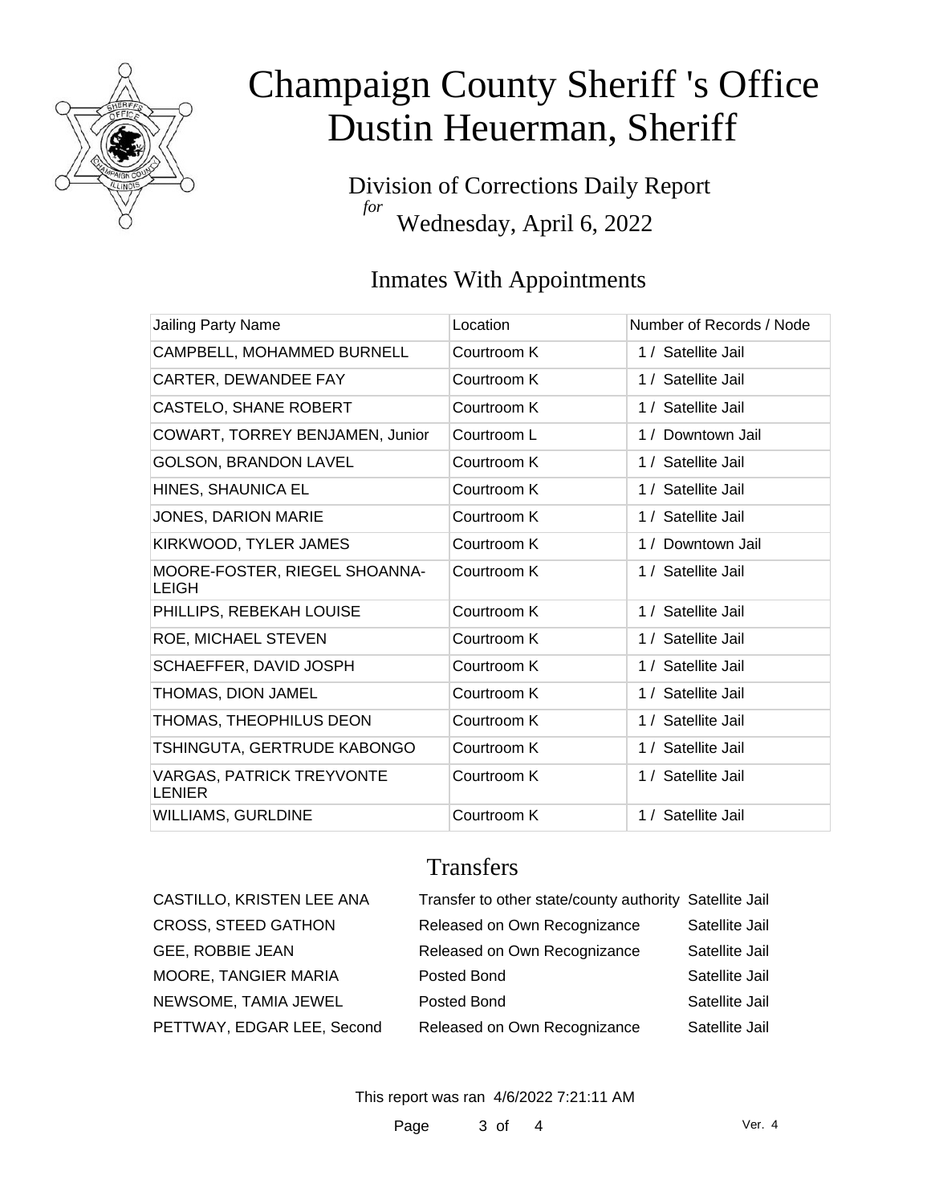# Champaign County Sheriff 's Office
# Dustin Heuerman, Sheriff

Division of Corrections Daily Report
*for*
Wednesday, April 6, 2022

## Inmates With Appointments

| Jailing Party Name | Location | Number of Records / Node |
|---|---|---|
| CAMPBELL, MOHAMMED BURNELL | Courtroom K | 1 / Satellite Jail |
| CARTER, DEWANDEE FAY | Courtroom K | 1 / Satellite Jail |
| CASTELO, SHANE ROBERT | Courtroom K | 1 / Satellite Jail |
| COWART, TORREY BENJAMEN, Junior | Courtroom L | 1 / Downtown Jail |
| GOLSON, BRANDON LAVEL | Courtroom K | 1 / Satellite Jail |
| HINES, SHAUNICA EL | Courtroom K | 1 / Satellite Jail |
| JONES, DARION MARIE | Courtroom K | 1 / Satellite Jail |
| KIRKWOOD, TYLER JAMES | Courtroom K | 1 / Downtown Jail |
| MOORE-FOSTER, RIEGEL SHOANNA-LEIGH | Courtroom K | 1 / Satellite Jail |
| PHILLIPS, REBEKAH LOUISE | Courtroom K | 1 / Satellite Jail |
| ROE, MICHAEL STEVEN | Courtroom K | 1 / Satellite Jail |
| SCHAEFFER, DAVID JOSPH | Courtroom K | 1 / Satellite Jail |
| THOMAS, DION JAMEL | Courtroom K | 1 / Satellite Jail |
| THOMAS, THEOPHILUS DEON | Courtroom K | 1 / Satellite Jail |
| TSHINGUTA, GERTRUDE KABONGO | Courtroom K | 1 / Satellite Jail |
| VARGAS, PATRICK TREYVONTE LENIER | Courtroom K | 1 / Satellite Jail |
| WILLIAMS, GURLDINE | Courtroom K | 1 / Satellite Jail |

## Transfers

| | | |
|---|---|---|
| CASTILLO, KRISTEN LEE ANA | Transfer to other state/county authority | Satellite Jail |
| CROSS, STEED GATHON | Released on Own Recognizance | Satellite Jail |
| GEE, ROBBIE JEAN | Released on Own Recognizance | Satellite Jail |
| MOORE, TANGIER MARIA | Posted Bond | Satellite Jail |
| NEWSOME, TAMIA JEWEL | Posted Bond | Satellite Jail |
| PETTWAY, EDGAR LEE, Second | Released on Own Recognizance | Satellite Jail |

This report was ran 4/6/2022 7:21:11 AM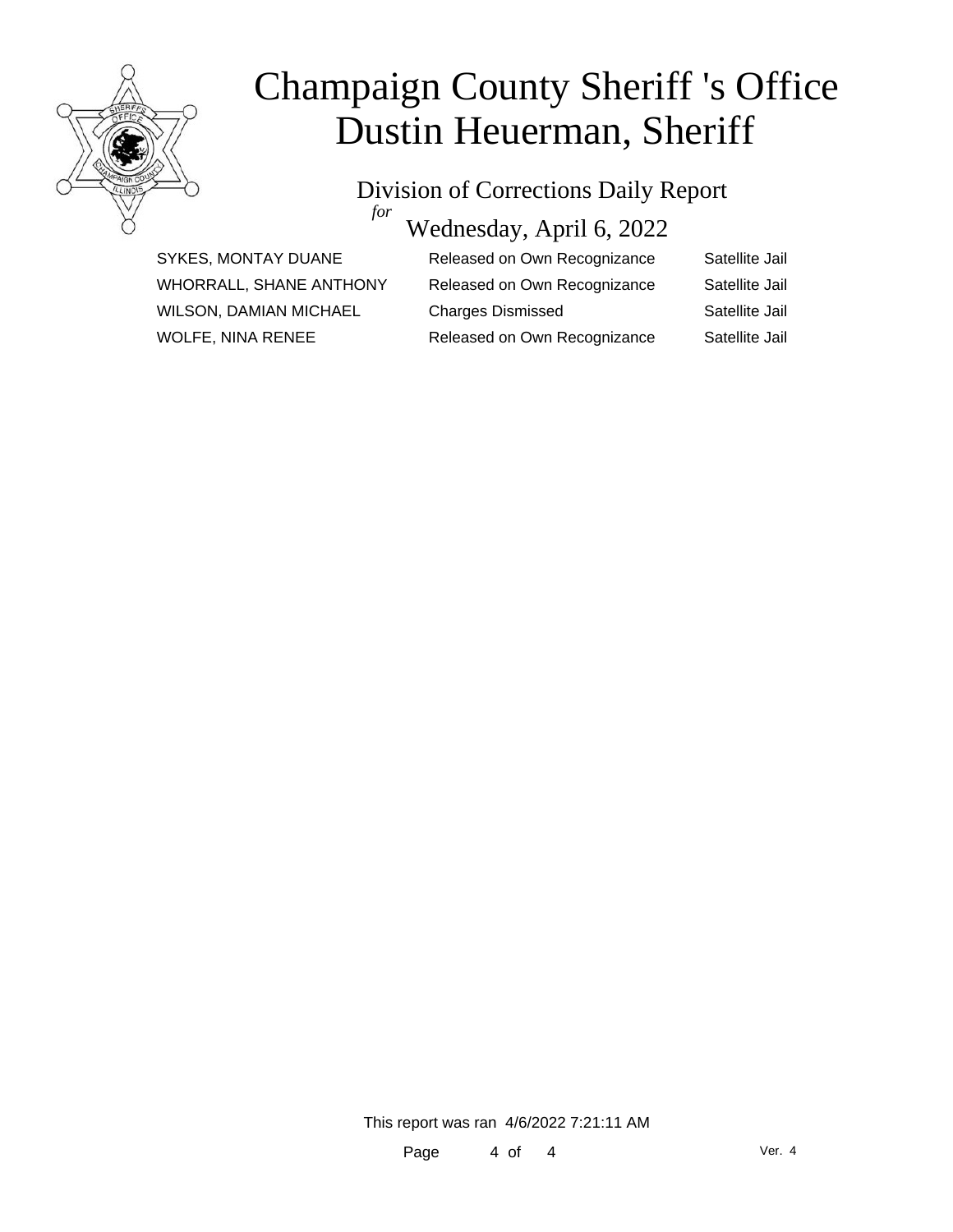# Champaign County Sheriff 's Office
# Dustin Heuerman, Sheriff

## Division of Corrections Daily Report

*for* Wednesday, April 6, 2022

| | | |
|---|---|---|
| SYKES, MONTAY DUANE | Released on Own Recognizance | Satellite Jail |
| WHORRALL, SHANE ANTHONY | Released on Own Recognizance | Satellite Jail |
| WILSON, DAMIAN MICHAEL | Charges Dismissed | Satellite Jail |
| WOLFE, NINA RENEE | Released on Own Recognizance | Satellite Jail |

This report was ran 4/6/2022 7:21:11 AM